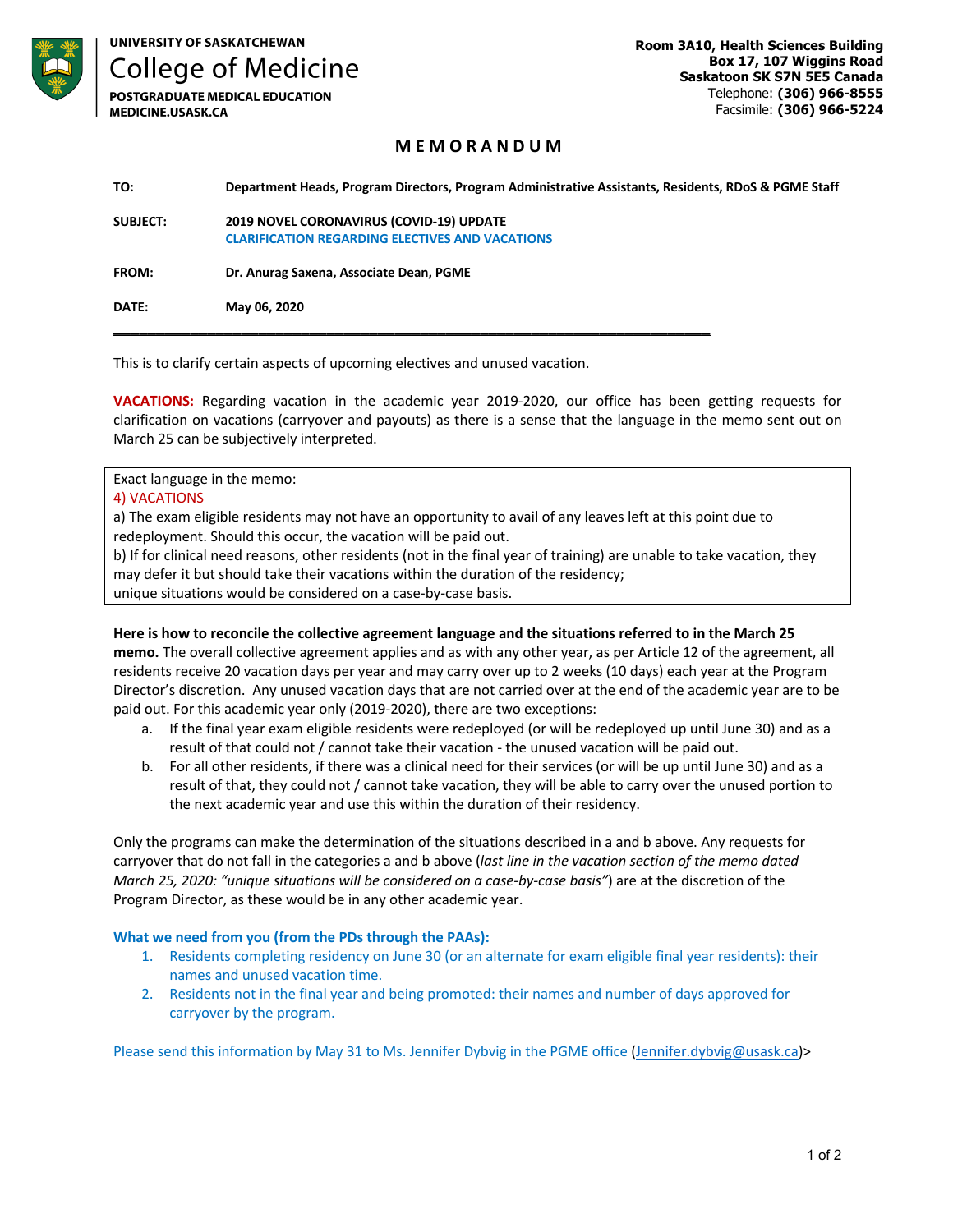**UNIVERSITY OF SASKATCHEWAN**
College of Medicine
**POSTGRADUATE MEDICAL EDUCATION**
**MEDICINE.USASK.CA**

**Room 3A10, Health Sciences Building**
**Box 17, 107 Wiggins Road**
**Saskatoon SK S7N 5E5 Canada**
Telephone: **(306) 966-8555**
Facsimile: **(306) 966-5224**

# MEMORANDUM

| | |
|---|---|
| **TO:** | **Department Heads, Program Directors, Program Administrative Assistants, Residents, RDoS & PGME Staff** |
| **SUBJECT:** | **2019 NOVEL CORONAVIRUS (COVID-19) UPDATE**<br>**CLARIFICATION REGARDING ELECTIVES AND VACATIONS** |
| **FROM:** | **Dr. Anurag Saxena, Associate Dean, PGME** |
| **DATE:** | **May 06, 2020** |

---

This is to clarify certain aspects of upcoming electives and unused vacation.

**VACATIONS:** Regarding vacation in the academic year 2019-2020, our office has been getting requests for clarification on vacations (carryover and payouts) as there is a sense that the language in the memo sent out on March 25 can be subjectively interpreted.

> Exact language in the memo:
> 4) VACATIONS
> a) The exam eligible residents may not have an opportunity to avail of any leaves left at this point due to redeployment. Should this occur, the vacation will be paid out.
> b) If for clinical need reasons, other residents (not in the final year of training) are unable to take vacation, they may defer it but should take their vacations within the duration of the residency;
> unique situations would be considered on a case-by-case basis.

**Here is how to reconcile the collective agreement language and the situations referred to in the March 25 memo.** The overall collective agreement applies and as with any other year, as per Article 12 of the agreement, all residents receive 20 vacation days per year and may carry over up to 2 weeks (10 days) each year at the Program Director's discretion. Any unused vacation days that are not carried over at the end of the academic year are to be paid out. For this academic year only (2019-2020), there are two exceptions:

a. If the final year exam eligible residents were redeployed (or will be redeployed up until June 30) and as a result of that could not / cannot take their vacation - the unused vacation will be paid out.
b. For all other residents, if there was a clinical need for their services (or will be up until June 30) and as a result of that, they could not / cannot take vacation, they will be able to carry over the unused portion to the next academic year and use this within the duration of their residency.

Only the programs can make the determination of the situations described in a and b above. Any requests for carryover that do not fall in the categories a and b above (*last line in the vacation section of the memo dated March 25, 2020: "unique situations will be considered on a case-by-case basis"*) are at the discretion of the Program Director, as these would be in any other academic year.

**What we need from you (from the PDs through the PAAs):**

1. Residents completing residency on June 30 (or an alternate for exam eligible final year residents): their names and unused vacation time.
2. Residents not in the final year and being promoted: their names and number of days approved for carryover by the program.

Please send this information by May 31 to Ms. Jennifer Dybvig in the PGME office (Jennifer.dybvig@usask.ca)>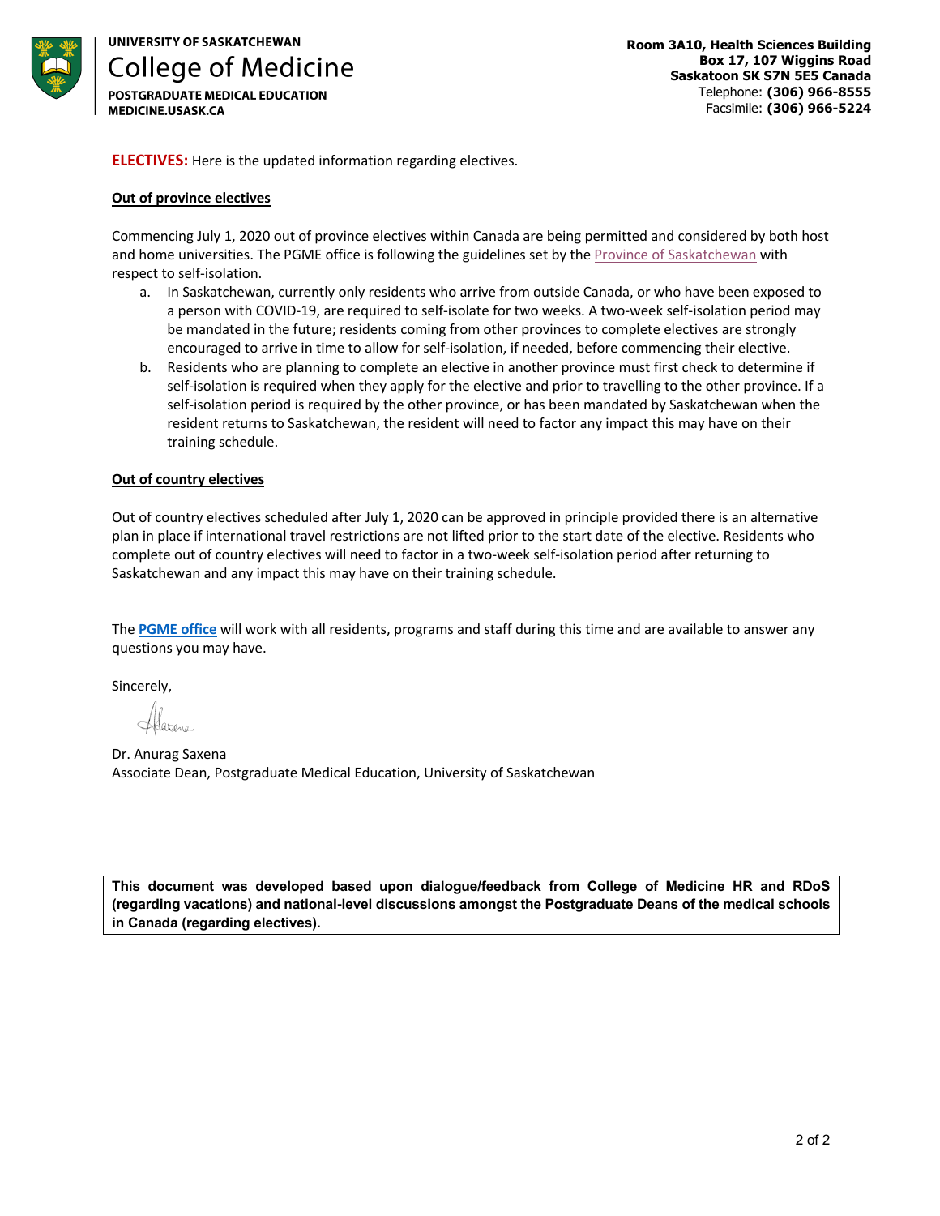UNIVERSITY OF SASKATCHEWAN
College of Medicine
POSTGRADUATE MEDICAL EDUCATION
MEDICINE.USASK.CA

**Room 3A10, Health Sciences Building**
**Box 17, 107 Wiggins Road**
**Saskatoon SK S7N 5E5 Canada**
Telephone: **(306) 966-8555**
Facsimile: **(306) 966-5224**

**ELECTIVES:** Here is the updated information regarding electives.

**Out of province electives**

Commencing July 1, 2020 out of province electives within Canada are being permitted and considered by both host and home universities. The PGME office is following the guidelines set by the Province of Saskatchewan with respect to self-isolation.

a. In Saskatchewan, currently only residents who arrive from outside Canada, or who have been exposed to a person with COVID-19, are required to self-isolate for two weeks. A two-week self-isolation period may be mandated in the future; residents coming from other provinces to complete electives are strongly encouraged to arrive in time to allow for self-isolation, if needed, before commencing their elective.
b. Residents who are planning to complete an elective in another province must first check to determine if self-isolation is required when they apply for the elective and prior to travelling to the other province. If a self-isolation period is required by the other province, or has been mandated by Saskatchewan when the resident returns to Saskatchewan, the resident will need to factor any impact this may have on their training schedule.

**Out of country electives**

Out of country electives scheduled after July 1, 2020 can be approved in principle provided there is an alternative plan in place if international travel restrictions are not lifted prior to the start date of the elective. Residents who complete out of country electives will need to factor in a two-week self-isolation period after returning to Saskatchewan and any impact this may have on their training schedule.

The **PGME office** will work with all residents, programs and staff during this time and are available to answer any questions you may have.

Sincerely,

Dr. Anurag Saxena
Associate Dean, Postgraduate Medical Education, University of Saskatchewan

**This document was developed based upon dialogue/feedback from College of Medicine HR and RDoS (regarding vacations) and national-level discussions amongst the Postgraduate Deans of the medical schools in Canada (regarding electives).**